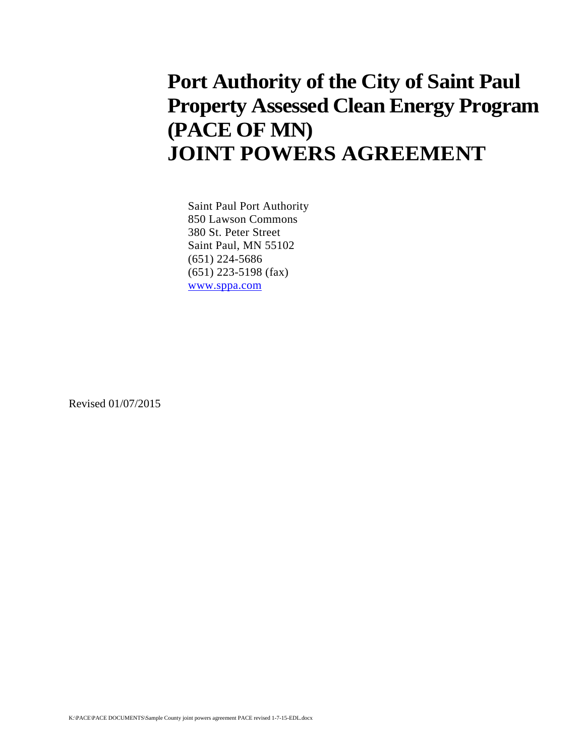# Port Authority of the City of Saint Paul Property Assessed Clean Energy Program (PACE OF MN) JOINT POWERS AGREEMENT

Saint Paul Port Authority
850 Lawson Commons
380 St. Peter Street
Saint Paul, MN 55102
(651) 224-5686
(651) 223-5198 (fax)
www.sppa.com

Revised 01/07/2015

K:\PACE\PACE DOCUMENTS\Sample County joint powers agreement PACE revised 1-7-15-EDL.docx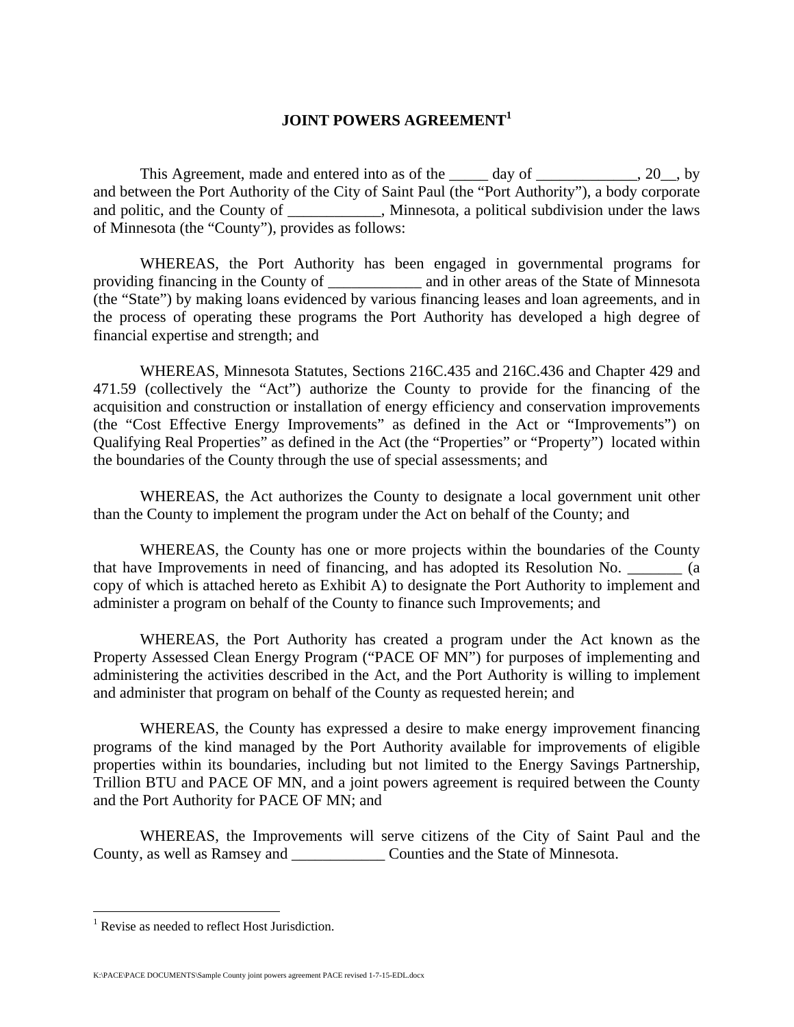# JOINT POWERS AGREEMENT[1]

This Agreement, made and entered into as of the _____ day of _____________, 20__, by and between the Port Authority of the City of Saint Paul (the "Port Authority"), a body corporate and politic, and the County of ____________, Minnesota, a political subdivision under the laws of Minnesota (the "County"), provides as follows:

WHEREAS, the Port Authority has been engaged in governmental programs for providing financing in the County of ____________ and in other areas of the State of Minnesota (the "State") by making loans evidenced by various financing leases and loan agreements, and in the process of operating these programs the Port Authority has developed a high degree of financial expertise and strength; and

WHEREAS, Minnesota Statutes, Sections 216C.435 and 216C.436 and Chapter 429 and 471.59 (collectively the "Act") authorize the County to provide for the financing of the acquisition and construction or installation of energy efficiency and conservation improvements (the "Cost Effective Energy Improvements" as defined in the Act or "Improvements") on Qualifying Real Properties" as defined in the Act (the "Properties" or "Property") located within the boundaries of the County through the use of special assessments; and

WHEREAS, the Act authorizes the County to designate a local government unit other than the County to implement the program under the Act on behalf of the County; and

WHEREAS, the County has one or more projects within the boundaries of the County that have Improvements in need of financing, and has adopted its Resolution No. _______ (a copy of which is attached hereto as Exhibit A) to designate the Port Authority to implement and administer a program on behalf of the County to finance such Improvements; and

WHEREAS, the Port Authority has created a program under the Act known as the Property Assessed Clean Energy Program ("PACE OF MN") for purposes of implementing and administering the activities described in the Act, and the Port Authority is willing to implement and administer that program on behalf of the County as requested herein; and

WHEREAS, the County has expressed a desire to make energy improvement financing programs of the kind managed by the Port Authority available for improvements of eligible properties within its boundaries, including but not limited to the Energy Savings Partnership, Trillion BTU and PACE OF MN, and a joint powers agreement is required between the County and the Port Authority for PACE OF MN; and

WHEREAS, the Improvements will serve citizens of the City of Saint Paul and the County, as well as Ramsey and ____________ Counties and the State of Minnesota.

---

[1] Revise as needed to reflect Host Jurisdiction.

K:\PACE\PACE DOCUMENTS\Sample County joint powers agreement PACE revised 1-7-15-EDL.docx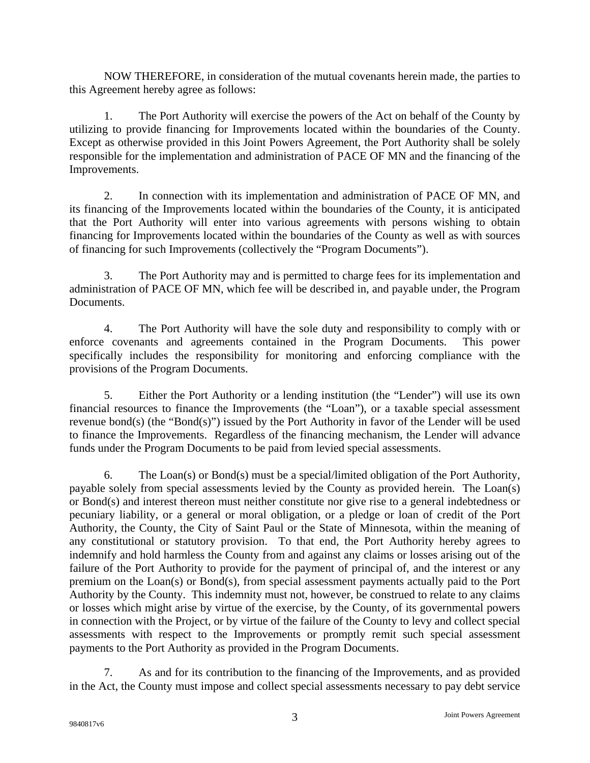NOW THEREFORE, in consideration of the mutual covenants herein made, the parties to this Agreement hereby agree as follows:

1. The Port Authority will exercise the powers of the Act on behalf of the County by utilizing to provide financing for Improvements located within the boundaries of the County. Except as otherwise provided in this Joint Powers Agreement, the Port Authority shall be solely responsible for the implementation and administration of PACE OF MN and the financing of the Improvements.

2. In connection with its implementation and administration of PACE OF MN, and its financing of the Improvements located within the boundaries of the County, it is anticipated that the Port Authority will enter into various agreements with persons wishing to obtain financing for Improvements located within the boundaries of the County as well as with sources of financing for such Improvements (collectively the "Program Documents").

3. The Port Authority may and is permitted to charge fees for its implementation and administration of PACE OF MN, which fee will be described in, and payable under, the Program Documents.

4. The Port Authority will have the sole duty and responsibility to comply with or enforce covenants and agreements contained in the Program Documents. This power specifically includes the responsibility for monitoring and enforcing compliance with the provisions of the Program Documents.

5. Either the Port Authority or a lending institution (the "Lender") will use its own financial resources to finance the Improvements (the "Loan"), or a taxable special assessment revenue bond(s) (the "Bond(s)") issued by the Port Authority in favor of the Lender will be used to finance the Improvements. Regardless of the financing mechanism, the Lender will advance funds under the Program Documents to be paid from levied special assessments.

6. The Loan(s) or Bond(s) must be a special/limited obligation of the Port Authority, payable solely from special assessments levied by the County as provided herein. The Loan(s) or Bond(s) and interest thereon must neither constitute nor give rise to a general indebtedness or pecuniary liability, or a general or moral obligation, or a pledge or loan of credit of the Port Authority, the County, the City of Saint Paul or the State of Minnesota, within the meaning of any constitutional or statutory provision. To that end, the Port Authority hereby agrees to indemnify and hold harmless the County from and against any claims or losses arising out of the failure of the Port Authority to provide for the payment of principal of, and the interest or any premium on the Loan(s) or Bond(s), from special assessment payments actually paid to the Port Authority by the County. This indemnity must not, however, be construed to relate to any claims or losses which might arise by virtue of the exercise, by the County, of its governmental powers in connection with the Project, or by virtue of the failure of the County to levy and collect special assessments with respect to the Improvements or promptly remit such special assessment payments to the Port Authority as provided in the Program Documents.

7. As and for its contribution to the financing of the Improvements, and as provided in the Act, the County must impose and collect special assessments necessary to pay debt service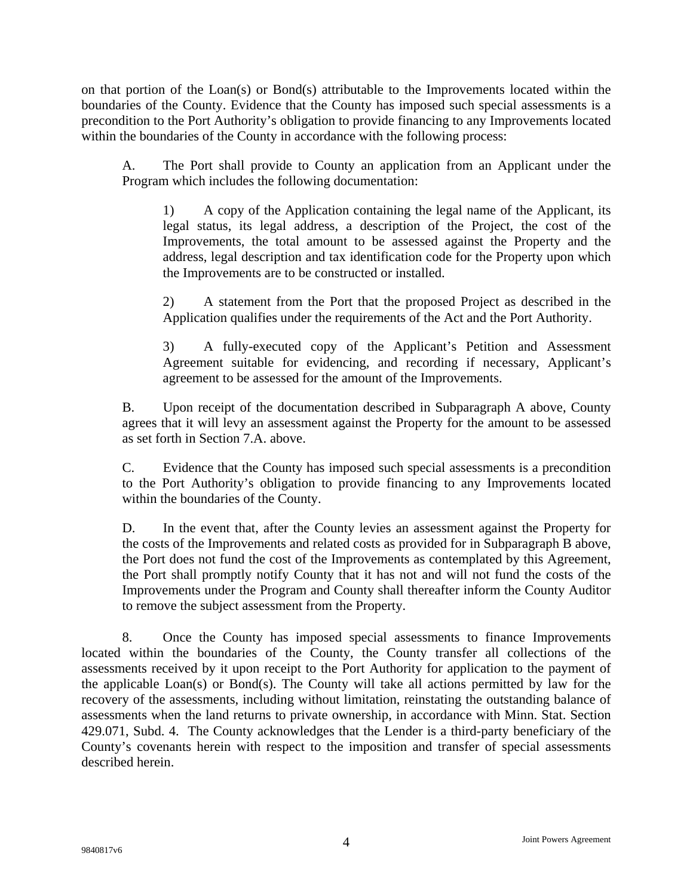on that portion of the Loan(s) or Bond(s) attributable to the Improvements located within the boundaries of the County. Evidence that the County has imposed such special assessments is a precondition to the Port Authority's obligation to provide financing to any Improvements located within the boundaries of the County in accordance with the following process:

A. The Port shall provide to County an application from an Applicant under the Program which includes the following documentation:

1) A copy of the Application containing the legal name of the Applicant, its legal status, its legal address, a description of the Project, the cost of the Improvements, the total amount to be assessed against the Property and the address, legal description and tax identification code for the Property upon which the Improvements are to be constructed or installed.

2) A statement from the Port that the proposed Project as described in the Application qualifies under the requirements of the Act and the Port Authority.

3) A fully-executed copy of the Applicant's Petition and Assessment Agreement suitable for evidencing, and recording if necessary, Applicant's agreement to be assessed for the amount of the Improvements.

B. Upon receipt of the documentation described in Subparagraph A above, County agrees that it will levy an assessment against the Property for the amount to be assessed as set forth in Section 7.A. above.

C. Evidence that the County has imposed such special assessments is a precondition to the Port Authority's obligation to provide financing to any Improvements located within the boundaries of the County.

D. In the event that, after the County levies an assessment against the Property for the costs of the Improvements and related costs as provided for in Subparagraph B above, the Port does not fund the cost of the Improvements as contemplated by this Agreement, the Port shall promptly notify County that it has not and will not fund the costs of the Improvements under the Program and County shall thereafter inform the County Auditor to remove the subject assessment from the Property.

8. Once the County has imposed special assessments to finance Improvements located within the boundaries of the County, the County transfer all collections of the assessments received by it upon receipt to the Port Authority for application to the payment of the applicable Loan(s) or Bond(s). The County will take all actions permitted by law for the recovery of the assessments, including without limitation, reinstating the outstanding balance of assessments when the land returns to private ownership, in accordance with Minn. Stat. Section 429.071, Subd. 4. The County acknowledges that the Lender is a third-party beneficiary of the County's covenants herein with respect to the imposition and transfer of special assessments described herein.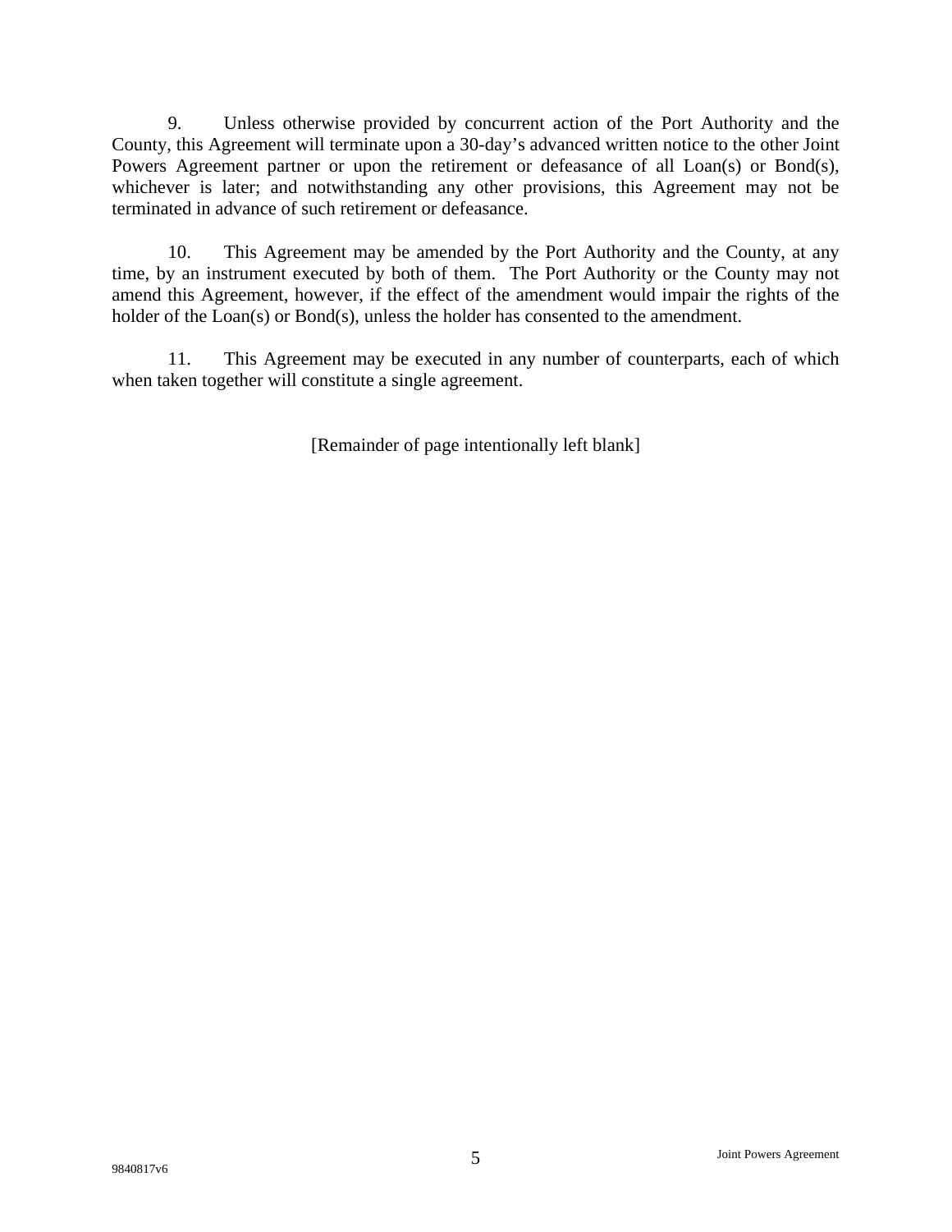9. Unless otherwise provided by concurrent action of the Port Authority and the County, this Agreement will terminate upon a 30-day's advanced written notice to the other Joint Powers Agreement partner or upon the retirement or defeasance of all Loan(s) or Bond(s), whichever is later; and notwithstanding any other provisions, this Agreement may not be terminated in advance of such retirement or defeasance.

10. This Agreement may be amended by the Port Authority and the County, at any time, by an instrument executed by both of them. The Port Authority or the County may not amend this Agreement, however, if the effect of the amendment would impair the rights of the holder of the Loan(s) or Bond(s), unless the holder has consented to the amendment.

11. This Agreement may be executed in any number of counterparts, each of which when taken together will constitute a single agreement.

[Remainder of page intentionally left blank]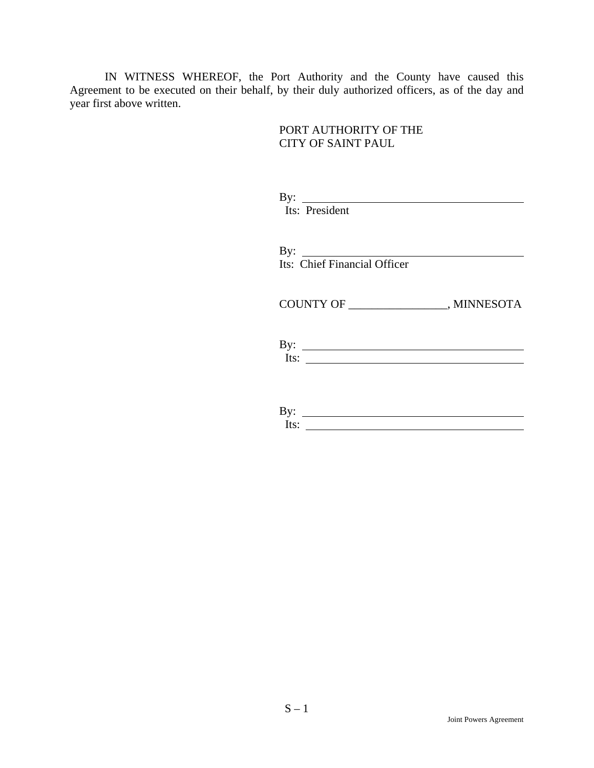IN WITNESS WHEREOF, the Port Authority and the County have caused this Agreement to be executed on their behalf, by their duly authorized officers, as of the day and year first above written.

PORT AUTHORITY OF THE
CITY OF SAINT PAUL

By: ________________________________________
Its: President

By: ________________________________________
Its: Chief Financial Officer

COUNTY OF _________________, MINNESOTA

By: ________________________________________
Its: ________________________________________

By: ________________________________________
Its: ________________________________________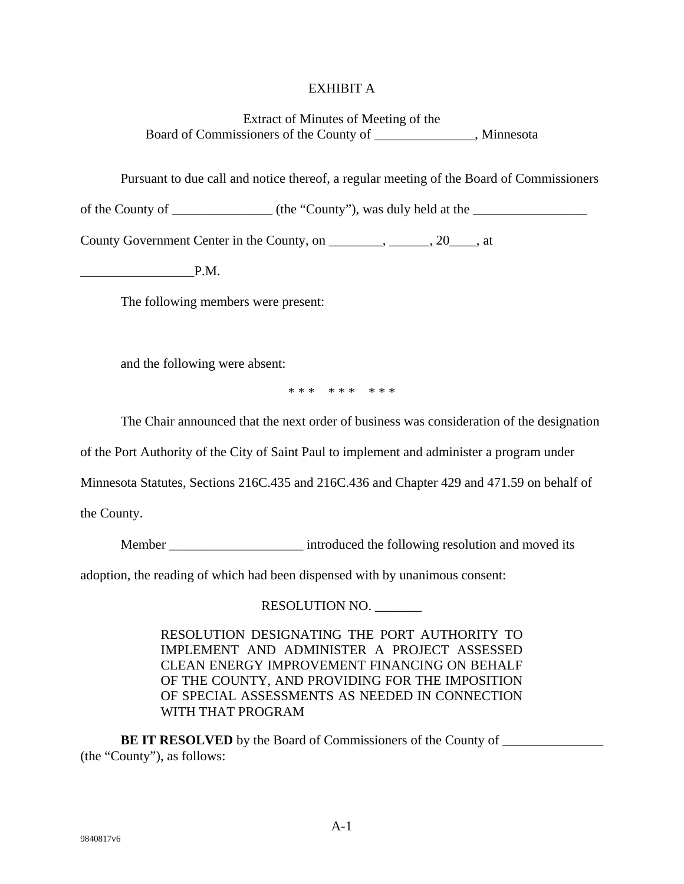EXHIBIT A

Extract of Minutes of Meeting of the
Board of Commissioners of the County of _______________, Minnesota

Pursuant to due call and notice thereof, a regular meeting of the Board of Commissioners of the County of _______________ (the "County"), was duly held at the _________________ County Government Center in the County, on ________, ______, 20____, at _________________P.M.

The following members were present:

and the following were absent:

\* \* \*   \* \* \*   \* \* \*

The Chair announced that the next order of business was consideration of the designation of the Port Authority of the City of Saint Paul to implement and administer a program under Minnesota Statutes, Sections 216C.435 and 216C.436 and Chapter 429 and 471.59 on behalf of the County.

Member ____________________ introduced the following resolution and moved its adoption, the reading of which had been dispensed with by unanimous consent:

RESOLUTION NO. _______

RESOLUTION DESIGNATING THE PORT AUTHORITY TO IMPLEMENT AND ADMINISTER A PROJECT ASSESSED CLEAN ENERGY IMPROVEMENT FINANCING ON BEHALF OF THE COUNTY, AND PROVIDING FOR THE IMPOSITION OF SPECIAL ASSESSMENTS AS NEEDED IN CONNECTION WITH THAT PROGRAM

**BE IT RESOLVED** by the Board of Commissioners of the County of _______________ (the "County"), as follows: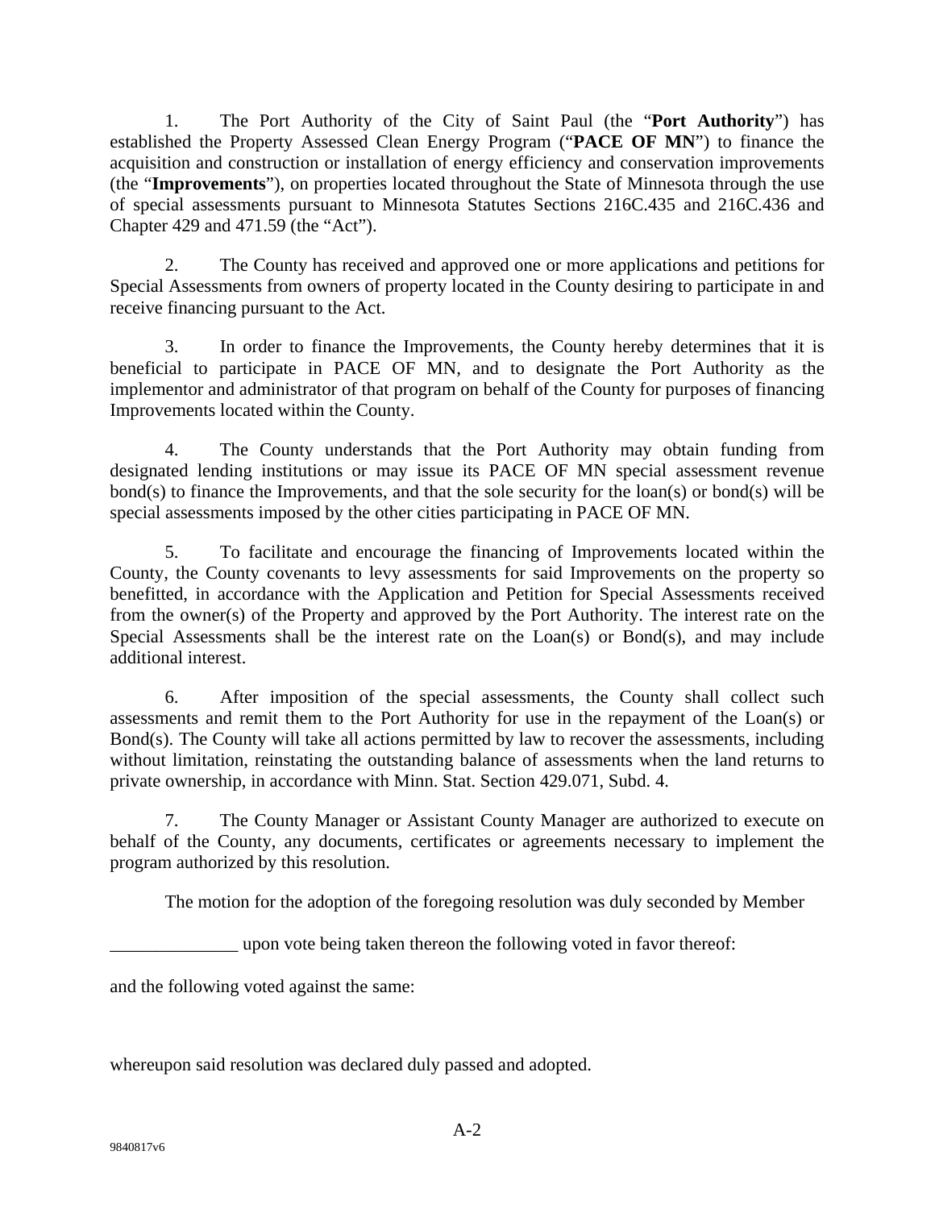1. The Port Authority of the City of Saint Paul (the "**Port Authority**") has established the Property Assessed Clean Energy Program ("**PACE OF MN**") to finance the acquisition and construction or installation of energy efficiency and conservation improvements (the "**Improvements**"), on properties located throughout the State of Minnesota through the use of special assessments pursuant to Minnesota Statutes Sections 216C.435 and 216C.436 and Chapter 429 and 471.59 (the "Act").

2. The County has received and approved one or more applications and petitions for Special Assessments from owners of property located in the County desiring to participate in and receive financing pursuant to the Act.

3. In order to finance the Improvements, the County hereby determines that it is beneficial to participate in PACE OF MN, and to designate the Port Authority as the implementor and administrator of that program on behalf of the County for purposes of financing Improvements located within the County.

4. The County understands that the Port Authority may obtain funding from designated lending institutions or may issue its PACE OF MN special assessment revenue bond(s) to finance the Improvements, and that the sole security for the loan(s) or bond(s) will be special assessments imposed by the other cities participating in PACE OF MN.

5. To facilitate and encourage the financing of Improvements located within the County, the County covenants to levy assessments for said Improvements on the property so benefitted, in accordance with the Application and Petition for Special Assessments received from the owner(s) of the Property and approved by the Port Authority. The interest rate on the Special Assessments shall be the interest rate on the Loan(s) or Bond(s), and may include additional interest.

6. After imposition of the special assessments, the County shall collect such assessments and remit them to the Port Authority for use in the repayment of the Loan(s) or Bond(s). The County will take all actions permitted by law to recover the assessments, including without limitation, reinstating the outstanding balance of assessments when the land returns to private ownership, in accordance with Minn. Stat. Section 429.071, Subd. 4.

7. The County Manager or Assistant County Manager are authorized to execute on behalf of the County, any documents, certificates or agreements necessary to implement the program authorized by this resolution.

The motion for the adoption of the foregoing resolution was duly seconded by Member

______________ upon vote being taken thereon the following voted in favor thereof:

and the following voted against the same:

whereupon said resolution was declared duly passed and adopted.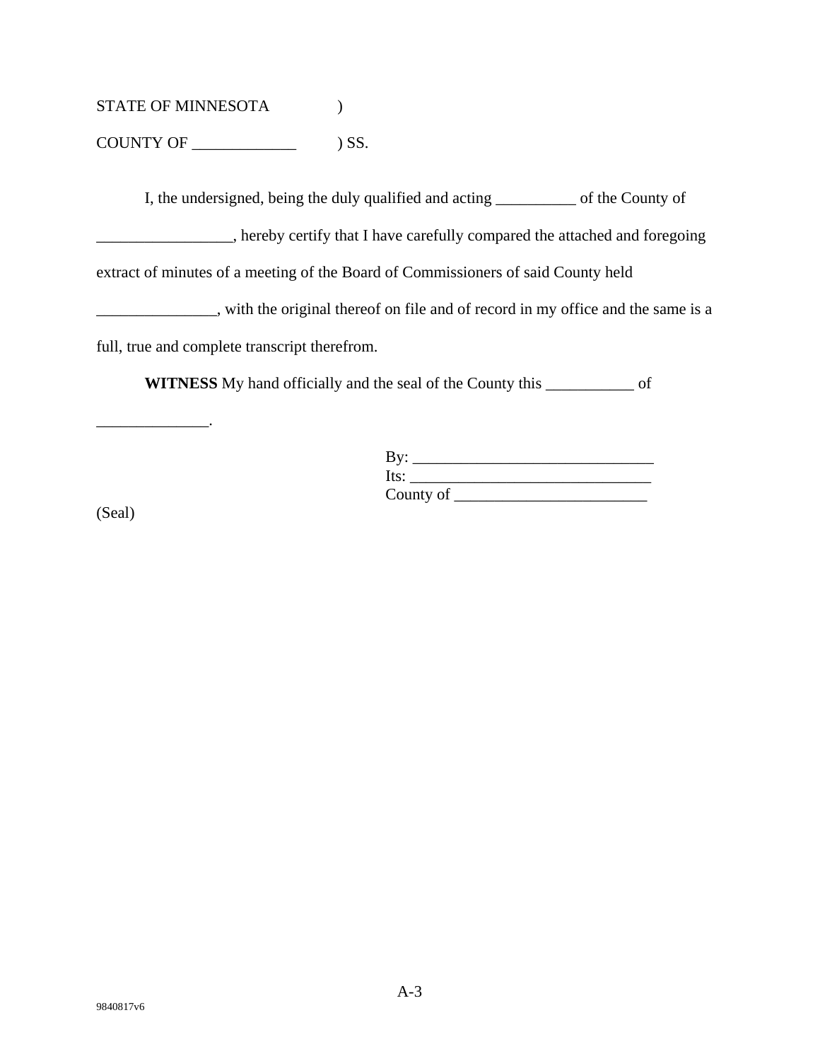STATE OF MINNESOTA )

COUNTY OF _____________ ) SS.

I, the undersigned, being the duly qualified and acting __________ of the County of _________________, hereby certify that I have carefully compared the attached and foregoing extract of minutes of a meeting of the Board of Commissioners of said County held _______________, with the original thereof on file and of record in my office and the same is a full, true and complete transcript therefrom.

**WITNESS** My hand officially and the seal of the County this ___________ of ______________.

By: ______________________________
Its: ______________________________
County of ________________________

(Seal)

9840817v6